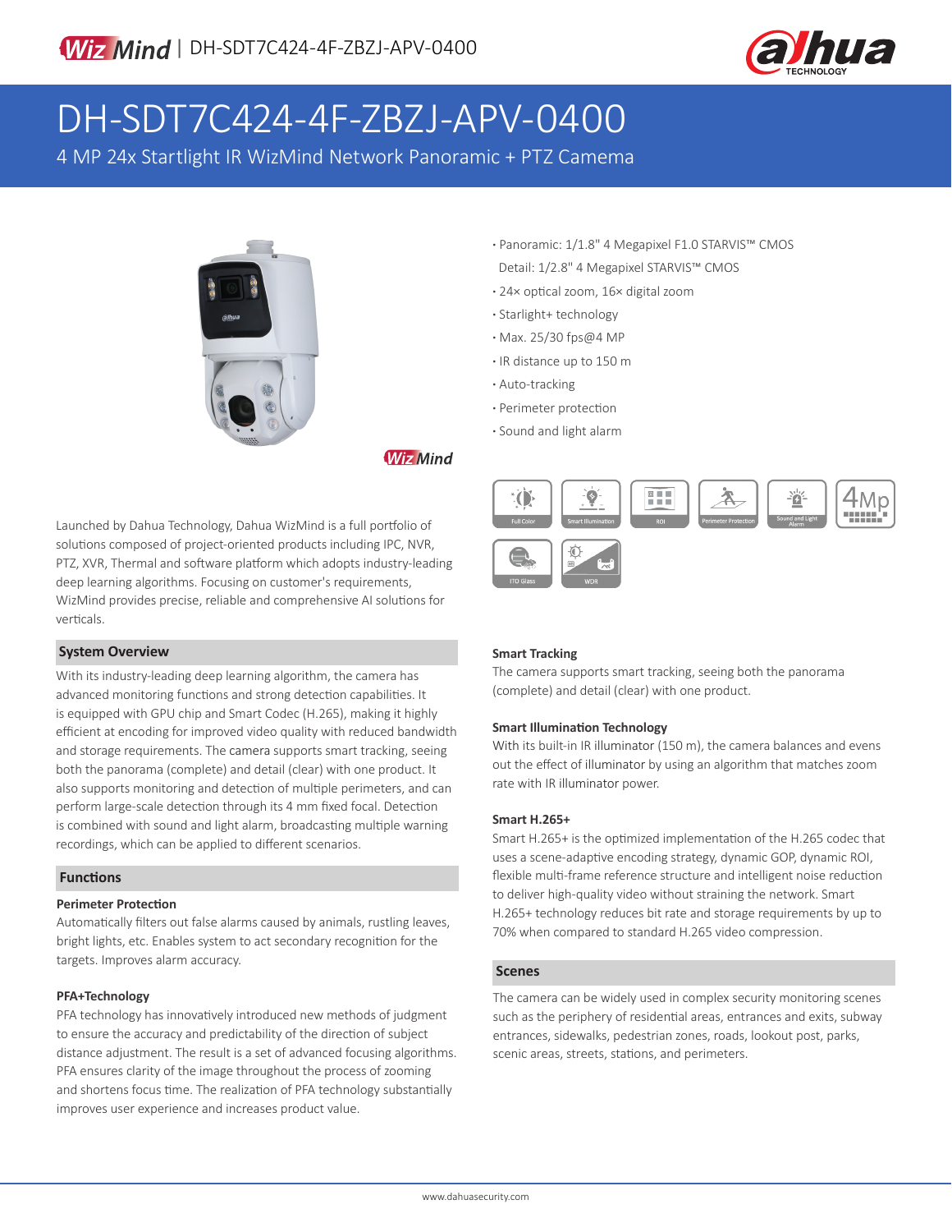WizMind | DH-SDT7C424-4F-ZBZJ-APV-0400

# DH-SDT7C424-4F-ZBZJ-APV-0400

4 MP 24x Startlight IR WizMind Network Panoramic + PTZ Camema

- Panoramic: 1/1.8" 4 Megapixel F1.0 STARVIS™ CMOS
  Detail: 1/2.8" 4 Megapixel STARVIS™ CMOS
- 24× optical zoom, 16× digital zoom
- Starlight+ technology
- Max. 25/30 fps@4 MP
- IR distance up to 150 m
- Auto-tracking
- Perimeter protection
- Sound and light alarm

Full Color | Smart Illumination | ROI | Perimeter Protection | Sound and Light Alarm | 4MP | ITO Glass | WDR

Launched by Dahua Technology, Dahua WizMind is a full portfolio of solutions composed of project-oriented products including IPC, NVR, PTZ, XVR, Thermal and software platform which adopts industry-leading deep learning algorithms. Focusing on customer's requirements, WizMind provides precise, reliable and comprehensive AI solutions for verticals.

## System Overview

With its industry-leading deep learning algorithm, the camera has advanced monitoring functions and strong detection capabilities. It is equipped with GPU chip and Smart Codec (H.265), making it highly efficient at encoding for improved video quality with reduced bandwidth and storage requirements. The camera supports smart tracking, seeing both the panorama (complete) and detail (clear) with one product. It also supports monitoring and detection of multiple perimeters, and can perform large-scale detection through its 4 mm fixed focal. Detection is combined with sound and light alarm, broadcasting multiple warning recordings, which can be applied to different scenarios.

## Functions

### Perimeter Protection

Automatically filters out false alarms caused by animals, rustling leaves, bright lights, etc. Enables system to act secondary recognition for the targets. Improves alarm accuracy.

### PFA+Technology

PFA technology has innovatively introduced new methods of judgment to ensure the accuracy and predictability of the direction of subject distance adjustment. The result is a set of advanced focusing algorithms. PFA ensures clarity of the image throughout the process of zooming and shortens focus time. The realization of PFA technology substantially improves user experience and increases product value.

### Smart Tracking

The camera supports smart tracking, seeing both the panorama (complete) and detail (clear) with one product.

### Smart Illumination Technology

With its built-in IR illuminator (150 m), the camera balances and evens out the effect of illuminator by using an algorithm that matches zoom rate with IR illuminator power.

### Smart H.265+

Smart H.265+ is the optimized implementation of the H.265 codec that uses a scene-adaptive encoding strategy, dynamic GOP, dynamic ROI, flexible multi-frame reference structure and intelligent noise reduction to deliver high-quality video without straining the network. Smart H.265+ technology reduces bit rate and storage requirements by up to 70% when compared to standard H.265 video compression.

## Scenes

The camera can be widely used in complex security monitoring scenes such as the periphery of residential areas, entrances and exits, subway entrances, sidewalks, pedestrian zones, roads, lookout post, parks, scenic areas, streets, stations, and perimeters.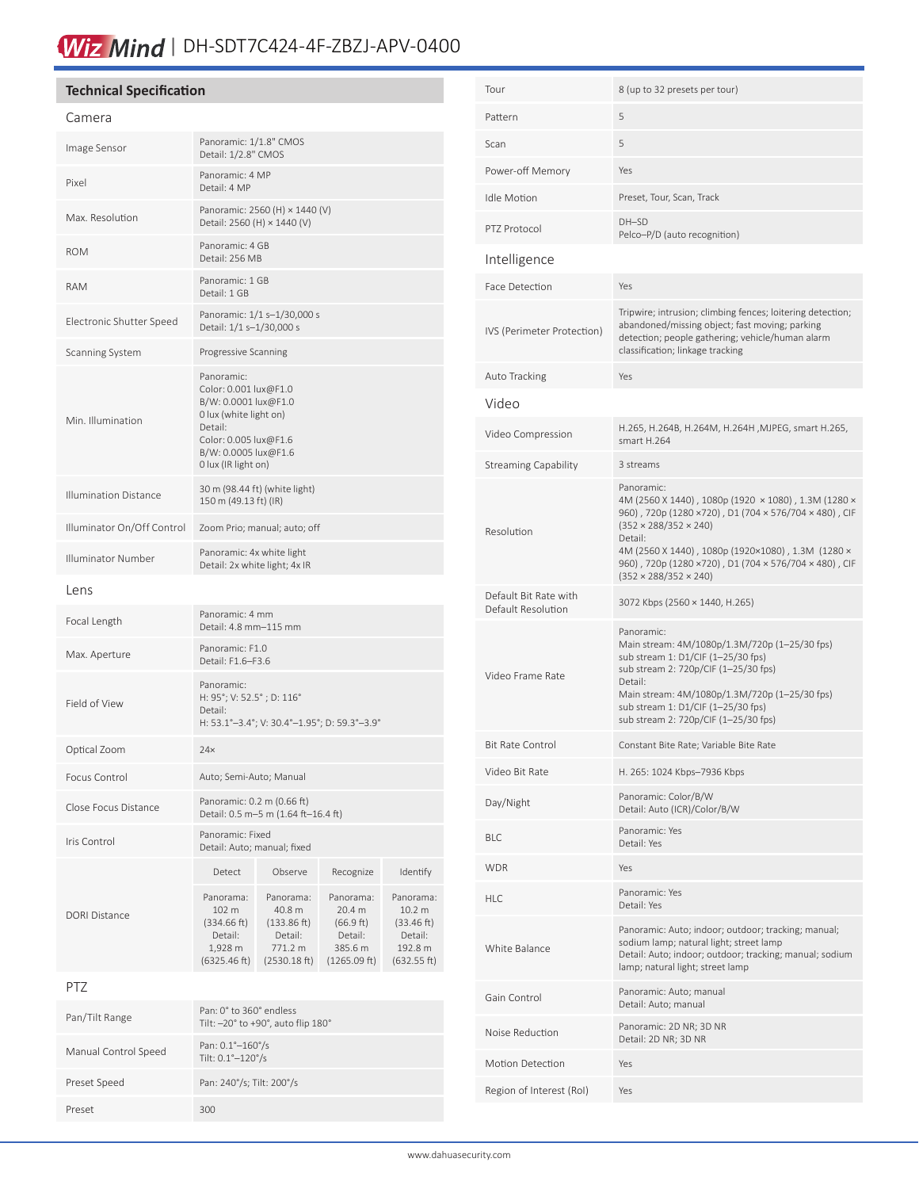# DH-SDT7C424-4F-ZBZJ-APV-0400

## Technical Specification

### Camera

| | |
|---|---|
| Image Sensor | Panoramic: 1/1.8" CMOS<br>Detail: 1/2.8" CMOS |
| Pixel | Panoramic: 4 MP<br>Detail: 4 MP |
| Max. Resolution | Panoramic: 2560 (H) × 1440 (V)<br>Detail: 2560 (H) × 1440 (V) |
| ROM | Panoramic: 4 GB<br>Detail: 256 MB |
| RAM | Panoramic: 1 GB<br>Detail: 1 GB |
| Electronic Shutter Speed | Panoramic: 1/1 s–1/30,000 s<br>Detail: 1/1 s–1/30,000 s |
| Scanning System | Progressive Scanning |
| Min. Illumination | Panoramic:<br>Color: 0.001 lux@F1.0<br>B/W: 0.0001 lux@F1.0<br>0 lux (white light on)<br>Detail:<br>Color: 0.005 lux@F1.6<br>B/W: 0.0005 lux@F1.6<br>0 lux (IR light on) |
| Illumination Distance | 30 m (98.44 ft) (white light)<br>150 m (49.13 ft) (IR) |
| Illuminator On/Off Control | Zoom Prio; manual; auto; off |
| Illuminator Number | Panoramic: 4x white light<br>Detail: 2x white light; 4x IR |

### Lens

| | |
|---|---|
| Focal Length | Panoramic: 4 mm<br>Detail: 4.8 mm–115 mm |
| Max. Aperture | Panoramic: F1.0<br>Detail: F1.6–F3.6 |
| Field of View | Panoramic:<br>H: 95°; V: 52.5° ; D: 116°<br>Detail:<br>H: 53.1°–3.4°; V: 30.4°–1.95°; D: 59.3°–3.9° |
| Optical Zoom | 24× |
| Focus Control | Auto; Semi-Auto; Manual |
| Close Focus Distance | Panoramic: 0.2 m (0.66 ft)<br>Detail: 0.5 m–5 m (1.64 ft–16.4 ft) |
| Iris Control | Panoramic: Fixed<br>Detail: Auto; manual; fixed |

| DORI Distance | Detect | Observe | Recognize | Identify |
|---|---|---|---|---|
| | Panorama: 102 m (334.66 ft)<br>Detail: 1,928 m (6325.46 ft) | Panorama: 40.8 m (133.86 ft)<br>Detail: 771.2 m (2530.18 ft) | Panorama: 20.4 m (66.9 ft)<br>Detail: 385.6 m (1265.09 ft) | Panorama: 10.2 m (33.46 ft)<br>Detail: 192.8 m (632.55 ft) |

### PTZ

| | |
|---|---|
| Pan/Tilt Range | Pan: 0° to 360° endless<br>Tilt: –20° to +90°, auto flip 180° |
| Manual Control Speed | Pan: 0.1°–160°/s<br>Tilt: 0.1°–120°/s |
| Preset Speed | Pan: 240°/s; Tilt: 200°/s |
| Preset | 300 |
| Tour | 8 (up to 32 presets per tour) |
| Pattern | 5 |
| Scan | 5 |
| Power-off Memory | Yes |
| Idle Motion | Preset, Tour, Scan, Track |
| PTZ Protocol | DH–SD<br>Pelco–P/D (auto recognition) |

### Intelligence

| | |
|---|---|
| Face Detection | Yes |
| IVS (Perimeter Protection) | Tripwire; intrusion; climbing fences; loitering detection; abandoned/missing object; fast moving; parking detection; people gathering; vehicle/human alarm classification; linkage tracking |
| Auto Tracking | Yes |

### Video

| | |
|---|---|
| Video Compression | H.265, H.264B, H.264M, H.264H ,MJPEG, smart H.265, smart H.264 |
| Streaming Capability | 3 streams |
| Resolution | Panoramic:<br>4M (2560 X 1440) , 1080p (1920 × 1080) , 1.3M (1280 × 960) , 720p (1280 ×720) , D1 (704 × 576/704 × 480) , CIF (352 × 288/352 × 240)<br>Detail:<br>4M (2560 X 1440) , 1080p (1920×1080) , 1.3M (1280 × 960) , 720p (1280 ×720) , D1 (704 × 576/704 × 480) , CIF (352 × 288/352 × 240) |
| Default Bit Rate with Default Resolution | 3072 Kbps (2560 × 1440, H.265) |
| Video Frame Rate | Panoramic:<br>Main stream: 4M/1080p/1.3M/720p (1–25/30 fps)<br>sub stream 1: D1/CIF (1–25/30 fps)<br>sub stream 2: 720p/CIF (1–25/30 fps)<br>Detail:<br>Main stream: 4M/1080p/1.3M/720p (1–25/30 fps)<br>sub stream 1: D1/CIF (1–25/30 fps)<br>sub stream 2: 720p/CIF (1–25/30 fps) |
| Bit Rate Control | Constant Bite Rate; Variable Bite Rate |
| Video Bit Rate | H. 265: 1024 Kbps–7936 Kbps |
| Day/Night | Panoramic: Color/B/W<br>Detail: Auto (ICR)/Color/B/W |
| BLC | Panoramic: Yes<br>Detail: Yes |
| WDR | Yes |
| HLC | Panoramic: Yes<br>Detail: Yes |
| White Balance | Panoramic: Auto; indoor; outdoor; tracking; manual; sodium lamp; natural light; street lamp<br>Detail: Auto; indoor; outdoor; tracking; manual; sodium lamp; natural light; street lamp |
| Gain Control | Panoramic: Auto; manual<br>Detail: Auto; manual |
| Noise Reduction | Panoramic: 2D NR; 3D NR<br>Detail: 2D NR; 3D NR |
| Motion Detection | Yes |
| Region of Interest (RoI) | Yes |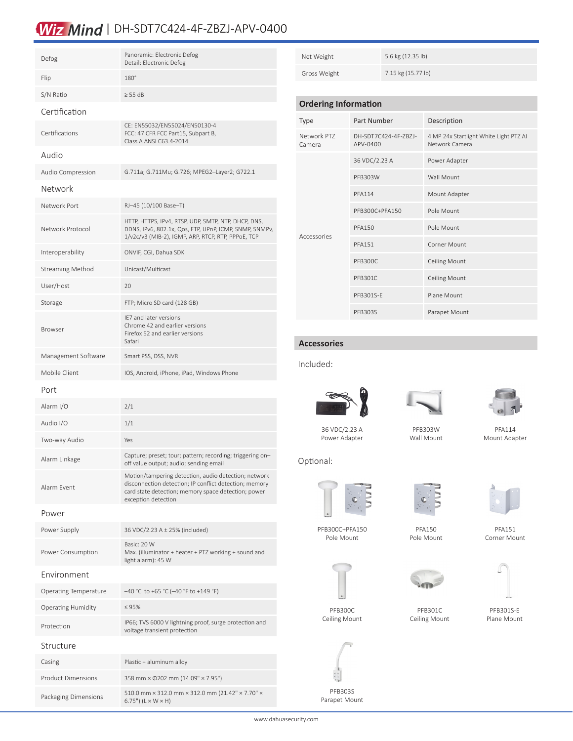# WizMind | DH-SDT7C424-4F-ZBZJ-APV-0400

| | |
|---|---|
| Defog | Panoramic: Electronic Defog<br>Detail: Electronic Defog |
| Flip | 180° |
| S/N Ratio | ≥ 55 dB |
| **Certification** | |
| Certifications | CE: EN55032/EN55024/EN50130-4<br>FCC: 47 CFR FCC Part15, Subpart B,<br>Class A ANSI C63.4-2014 |
| **Audio** | |
| Audio Compression | G.711a; G.711Mu; G.726; MPEG2–Layer2; G722.1 |
| **Network** | |
| Network Port | RJ–45 (10/100 Base–T) |
| Network Protocol | HTTP, HTTPS, IPv4, RTSP, UDP, SMTP, NTP, DHCP, DNS, DDNS, IPv6, 802.1x, Qos, FTP, UPnP, ICMP, SNMP, SNMPv, 1/v2c/v3 (MIB-2), IGMP, ARP, RTCP, RTP, PPPoE, TCP |
| Interoperability | ONVIF, CGI, Dahua SDK |
| Streaming Method | Unicast/Multicast |
| User/Host | 20 |
| Storage | FTP; Micro SD card (128 GB) |
| Browser | IE7 and later versions<br>Chrome 42 and earlier versions<br>Firefox 52 and earlier versions<br>Safari |
| Management Software | Smart PSS, DSS, NVR |
| Mobile Client | IOS, Android, iPhone, iPad, Windows Phone |
| **Port** | |
| Alarm I/O | 2/1 |
| Audio I/O | 1/1 |
| Two-way Audio | Yes |
| Alarm Linkage | Capture; preset; tour; pattern; recording; triggering on–off value output; audio; sending email |
| Alarm Event | Motion/tampering detection, audio detection; network disconnection detection; IP conflict detection; memory card state detection; memory space detection; power exception detection |
| **Power** | |
| Power Supply | 36 VDC/2.23 A ± 25% (included) |
| Power Consumption | Basic: 20 W<br>Max. (illuminator + heater + PTZ working + sound and light alarm): 45 W |
| **Environment** | |
| Operating Temperature | –40 °C to +65 °C (–40 °F to +149 °F) |
| Operating Humidity | ≤ 95% |
| Protection | IP66; TVS 6000 V lightning proof, surge protection and voltage transient protection |
| **Structure** | |
| Casing | Plastic + aluminum alloy |
| Product Dimensions | 358 mm × Φ202 mm (14.09" × 7.95") |
| Packaging Dimensions | 510.0 mm × 312.0 mm × 312.0 mm (21.42" × 7.70" × 6.75") (L × W × H) |
| Net Weight | 5.6 kg (12.35 lb) |
| Gross Weight | 7.15 kg (15.77 lb) |

## Ordering Information

| Type | Part Number | Description |
|---|---|---|
| Network PTZ Camera | DH-SDT7C424-4F-ZBZJ-APV-0400 | 4 MP 24x Starlight White Light PTZ AI Network Camera |
| Accessories | 36 VDC/2.23 A | Power Adapter |
| | PFB303W | Wall Mount |
| | PFA114 | Mount Adapter |
| | PFB300C+PFA150 | Pole Mount |
| | PFA150 | Pole Mount |
| | PFA151 | Corner Mount |
| | PFB300C | Ceiling Mount |
| | PFB301C | Ceiling Mount |
| | PFB301S-E | Plane Mount |
| | PFB303S | Parapet Mount |

## Accessories

Included:

36 VDC/2.23 A Power Adapter

PFB303W Wall Mount

PFA114 Mount Adapter

Optional:

PFB300C+PFA150 Pole Mount

PFA150 Pole Mount

PFA151 Corner Mount

PFB300C Ceiling Mount

PFB301C Ceiling Mount

PFB301S-E Plane Mount

PFB303S Parapet Mount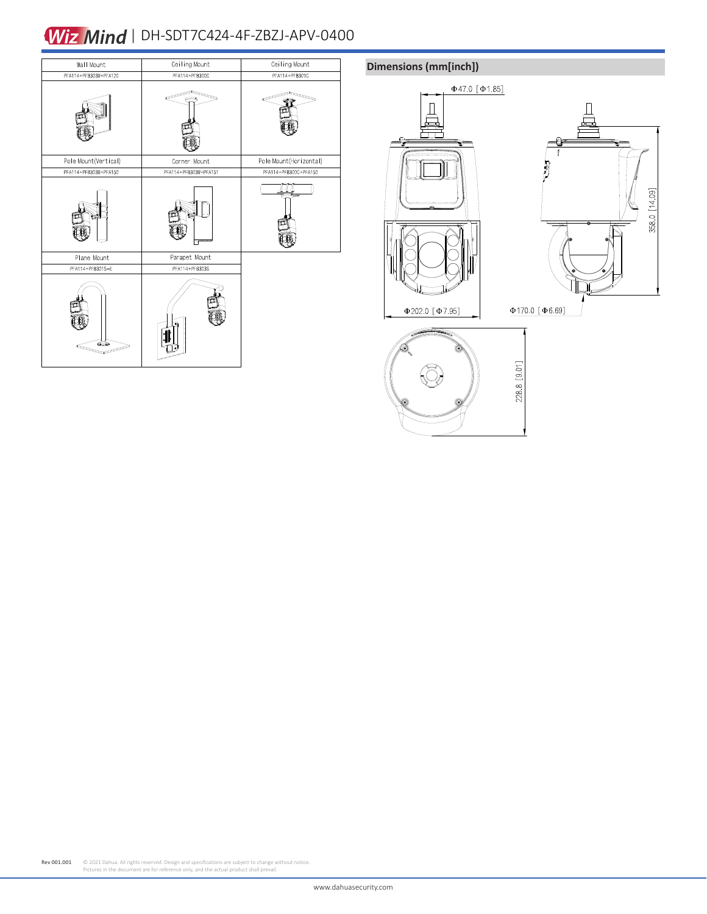| Wall Mount | Ceiling Mount | Ceiling Mount |
|---|---|---|
| PFA114+PFB303W+PFA120 | PFA114+PFB300C | PFA114+PFB301C |
| Pole Mount(Vertical) | Corner Mount | Pole Mount(Horizontal) |
| PFA114+PFB303W+PFA150 | PFA114+PFB303W+PFA151 | PFA114+PFB300C+PFA150 |
| Plane Mount | Parapet Mount | |
| PFA114+PFB301S-E | PFA114+PFB303S | |

## Dimensions (mm[inch])

Φ47.0 [Φ1.85]

358.0 [14.09]

Φ202.0 [Φ7.95]

Φ170.0 [Φ6.69]

228.8 [9.01]

Rev 001.001 © 2021 Dahua. All rights reserved. Design and specifications are subject to change without notice.
Pictures in the document are for reference only, and the actual product shall prevail.